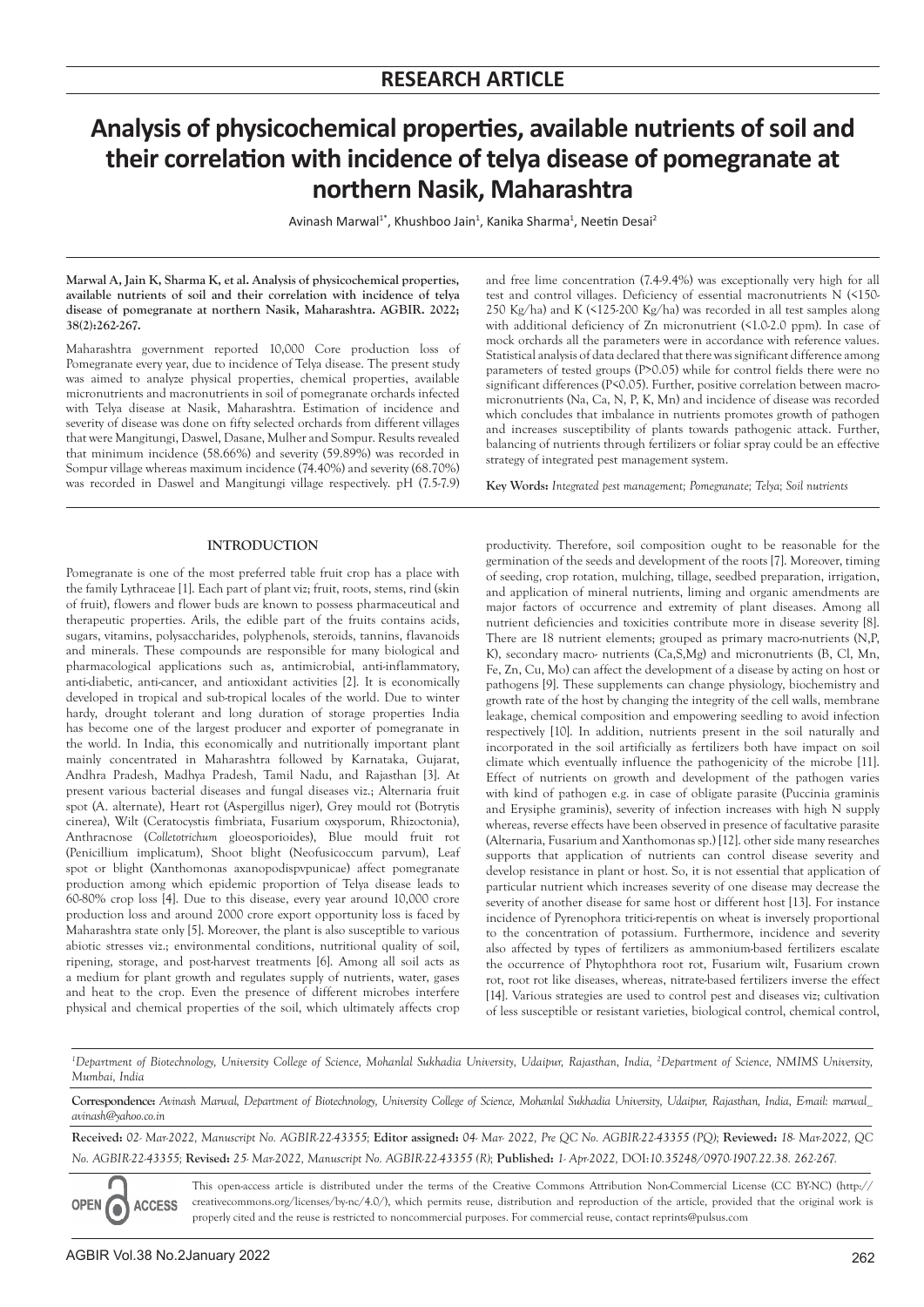## RESEARCH ARTICLE

# Analysis of physicochemical properties, available nutrients of soil and their correlation with incidence of telya disease of pomegranate at northern Nasik, Maharashtra

Avinash Marwal[1*], Khushboo Jain[1], Kanika Sharma[1], Neetin Desai[2]

**Marwal A, Jain K, Sharma K, et al. Analysis of physicochemical properties, available nutrients of soil and their correlation with incidence of telya disease of pomegranate at northern Nasik, Maharashtra. AGBIR. 2022; 38(2):262-267.**

Maharashtra government reported 10,000 Core production loss of Pomegranate every year, due to incidence of Telya disease. The present study was aimed to analyze physical properties, chemical properties, available micronutrients and macronutrients in soil of pomegranate orchards infected with Telya disease at Nasik, Maharashtra. Estimation of incidence and severity of disease was done on fifty selected orchards from different villages that were Mangitungi, Daswel, Dasane, Mulher and Sompur. Results revealed that minimum incidence (58.66%) and severity (59.89%) was recorded in Sompur village whereas maximum incidence (74.40%) and severity (68.70%) was recorded in Daswel and Mangitungi village respectively. pH (7.5-7.9) and free lime concentration (7.4-9.4%) was exceptionally very high for all test and control villages. Deficiency of essential macronutrients N (<150-250 Kg/ha) and K (<125-200 Kg/ha) was recorded in all test samples along with additional deficiency of Zn micronutrient (<1.0-2.0 ppm). In case of mock orchards all the parameters were in accordance with reference values. Statistical analysis of data declared that there was significant difference among parameters of tested groups (P>0.05) while for control fields there were no significant differences (P<0.05). Further, positive correlation between macro-micronutrients (Na, Ca, N, P, K, Mn) and incidence of disease was recorded which concludes that imbalance in nutrients promotes growth of pathogen and increases susceptibility of plants towards pathogenic attack. Further, balancing of nutrients through fertilizers or foliar spray could be an effective strategy of integrated pest management system.

**Key Words:** *Integrated pest management; Pomegranate; Telya; Soil nutrients*

## INTRODUCTION

Pomegranate is one of the most preferred table fruit crop has a place with the family Lythraceae [1]. Each part of plant viz; fruit, roots, stems, rind (skin of fruit), flowers and flower buds are known to possess pharmaceutical and therapeutic properties. Arils, the edible part of the fruits contains acids, sugars, vitamins, polysaccharides, polyphenols, steroids, tannins, flavanoids and minerals. These compounds are responsible for many biological and pharmacological applications such as, antimicrobial, anti-inflammatory, anti-diabetic, anti-cancer, and antioxidant activities [2]. It is economically developed in tropical and sub-tropical locales of the world. Due to winter hardy, drought tolerant and long duration of storage properties India has become one of the largest producer and exporter of pomegranate in the world. In India, this economically and nutritionally important plant mainly concentrated in Maharashtra followed by Karnataka, Gujarat, Andhra Pradesh, Madhya Pradesh, Tamil Nadu, and Rajasthan [3]. At present various bacterial diseases and fungal diseases viz.; Alternaria fruit spot (A. alternate), Heart rot (Aspergillus niger), Grey mould rot (Botrytis cinerea), Wilt (Ceratocystis fimbriata, Fusarium oxysporum, Rhizoctonia), Anthracnose (*Colletotrichum* gloeosporioides), Blue mould fruit rot (Penicillium implicatum), Shoot blight (Neofusicoccum parvum), Leaf spot or blight (Xanthomonas axanopodispvpunicae) affect pomegranate production among which epidemic proportion of Telya disease leads to 60-80% crop loss [4]. Due to this disease, every year around 10,000 crore production loss and around 2000 crore export opportunity loss is faced by Maharashtra state only [5]. Moreover, the plant is also susceptible to various abiotic stresses viz.; environmental conditions, nutritional quality of soil, ripening, storage, and post-harvest treatments [6]. Among all soil acts as a medium for plant growth and regulates supply of nutrients, water, gases and heat to the crop. Even the presence of different microbes interfere physical and chemical properties of the soil, which ultimately affects crop productivity. Therefore, soil composition ought to be reasonable for the germination of the seeds and development of the roots [7]. Moreover, timing of seeding, crop rotation, mulching, tillage, seedbed preparation, irrigation, and application of mineral nutrients, liming and organic amendments are major factors of occurrence and extremity of plant diseases. Among all nutrient deficiencies and toxicities contribute more in disease severity [8]. There are 18 nutrient elements; grouped as primary macro-nutrients (N,P, K), secondary macro- nutrients (Ca,S,Mg) and micronutrients (B, Cl, Mn, Fe, Zn, Cu, Mo) can affect the development of a disease by acting on host or pathogens [9]. These supplements can change physiology, biochemistry and growth rate of the host by changing the integrity of the cell walls, membrane leakage, chemical composition and empowering seedling to avoid infection respectively [10]. In addition, nutrients present in the soil naturally and incorporated in the soil artificially as fertilizers both have impact on soil climate which eventually influence the pathogenicity of the microbe [11]. Effect of nutrients on growth and development of the pathogen varies with kind of pathogen e.g. in case of obligate parasite (Puccinia graminis and Erysiphe graminis), severity of infection increases with high N supply whereas, reverse effects have been observed in presence of facultative parasite (Alternaria, Fusarium and Xanthomonas sp.) [12]. other side many researches supports that application of nutrients can control disease severity and develop resistance in plant or host. So, it is not essential that application of particular nutrient which increases severity of one disease may decrease the severity of another disease for same host or different host [13]. For instance incidence of Pyrenophora tritici-repentis on wheat is inversely proportional to the concentration of potassium. Furthermore, incidence and severity also affected by types of fertilizers as ammonium-based fertilizers escalate the occurrence of Phytophthora root rot, Fusarium wilt, Fusarium crown rot, root rot like diseases, whereas, nitrate-based fertilizers inverse the effect [14]. Various strategies are used to control pest and diseases viz; cultivation of less susceptible or resistant varieties, biological control, chemical control,

[1]*Department of Biotechnology, University College of Science, Mohanlal Sukhadia University, Udaipur, Rajasthan, India,* [2]*Department of Science, NMIMS University, Mumbai, India*

**Correspondence:** *Avinash Marwal, Department of Biotechnology, University College of Science, Mohanlal Sukhadia University, Udaipur, Rajasthan, India, E-mail: marwal_avinash@yahoo.co.in*

**Received:** *02- Mar-2022, Manuscript No. AGBIR-22-43355;* **Editor assigned:** *04- Mar- 2022, Pre QC No. AGBIR-22-43355 (PQ);* **Reviewed:** *18- Mar-2022, QC No. AGBIR-22-43355;* **Revised:** *25- Mar-2022, Manuscript No. AGBIR-22-43355 (R);* **Published:** *1- Apr-2022, DOI:10.35248/0970-1907.22.38. 262-267.*

This open-access article is distributed under the terms of the Creative Commons Attribution Non-Commercial License (CC BY-NC) (http://creativecommons.org/licenses/by-nc/4.0/), which permits reuse, distribution and reproduction of the article, provided that the original work is properly cited and the reuse is restricted to noncommercial purposes. For commercial reuse, contact reprints@pulsus.com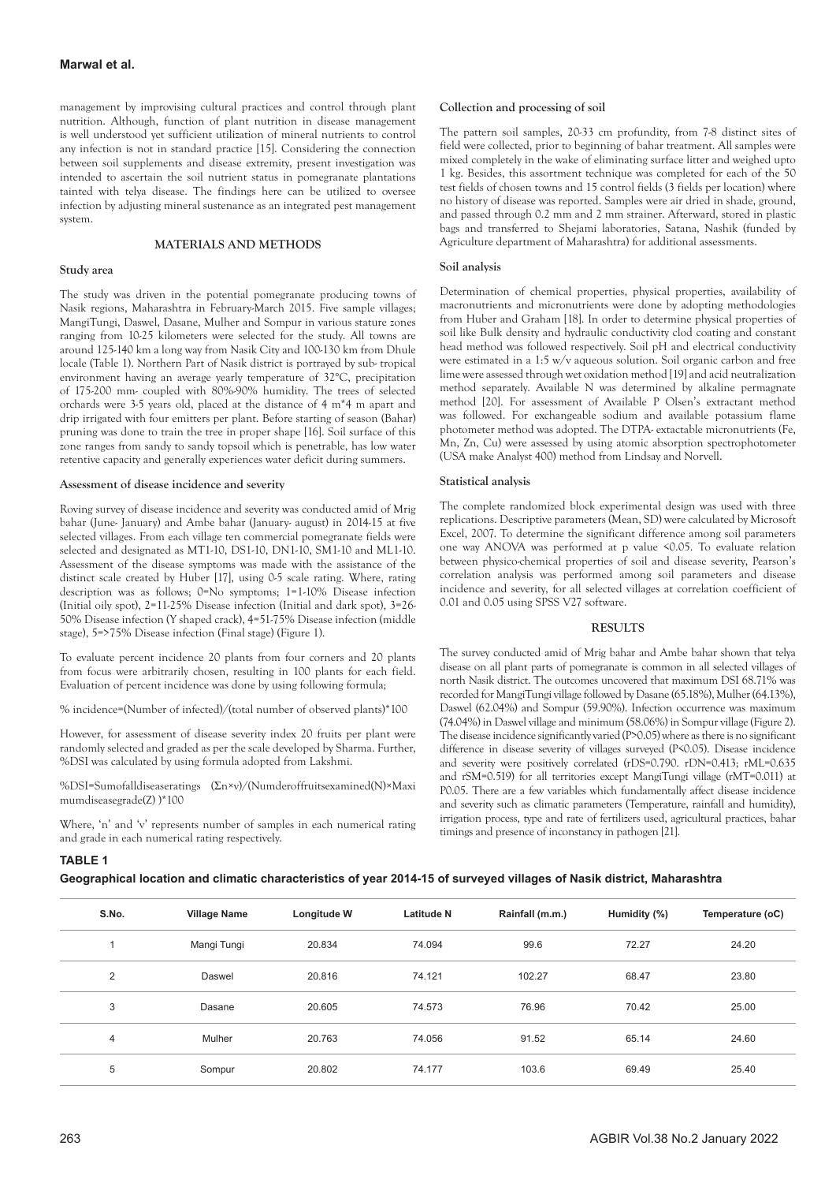management by improvising cultural practices and control through plant nutrition. Although, function of plant nutrition in disease management is well understood yet sufficient utilization of mineral nutrients to control any infection is not in standard practice [15]. Considering the connection between soil supplements and disease extremity, present investigation was intended to ascertain the soil nutrient status in pomegranate plantations tainted with telya disease. The findings here can be utilized to oversee infection by adjusting mineral sustenance as an integrated pest management system.

## MATERIALS AND METHODS

### Study area

The study was driven in the potential pomegranate producing towns of Nasik regions, Maharashtra in February-March 2015. Five sample villages; MangiTungi, Daswel, Dasane, Mulher and Sompur in various stature zones ranging from 10-25 kilometers were selected for the study. All towns are around 125-140 km a long way from Nasik City and 100-130 km from Dhule locale (Table 1). Northern Part of Nasik district is portrayed by sub- tropical environment having an average yearly temperature of 32°C, precipitation of 175-200 mm- coupled with 80%-90% humidity. The trees of selected orchards were 3-5 years old, placed at the distance of 4 m*4 m apart and drip irrigated with four emitters per plant. Before starting of season (Bahar) pruning was done to train the tree in proper shape [16]. Soil surface of this zone ranges from sandy to sandy topsoil which is penetrable, has low water retentive capacity and generally experiences water deficit during summers.

### Assessment of disease incidence and severity

Roving survey of disease incidence and severity was conducted amid of Mrig bahar (June- January) and Ambe bahar (January- august) in 2014-15 at five selected villages. From each village ten commercial pomegranate fields were selected and designated as MT1-10, DS1-10, DN1-10, SM1-10 and ML1-10. Assessment of the disease symptoms was made with the assistance of the distinct scale created by Huber [17], using 0-5 scale rating. Where, rating description was as follows; 0=No symptoms; 1=1-10% Disease infection (Initial oily spot), 2=11-25% Disease infection (Initial and dark spot), 3=26-50% Disease infection (Y shaped crack), 4=51-75% Disease infection (middle stage), 5=>75% Disease infection (Final stage) (Figure 1).

To evaluate percent incidence 20 plants from four corners and 20 plants from focus were arbitrarily chosen, resulting in 100 plants for each field. Evaluation of percent incidence was done by using following formula;

% incidence=(Number of infected)/(total number of observed plants)*100

However, for assessment of disease severity index 20 fruits per plant were randomly selected and graded as per the scale developed by Sharma. Further, %DSI was calculated by using formula adopted from Lakshmi.

%DSI=Sumofalldiseaseratings (Σn×v)/(Numderoffruitsexamined(N)×Maximumdiseasegrade(Z) )*100

Where, 'n' and 'v' represents number of samples in each numerical rating and grade in each numerical rating respectively.

### Collection and processing of soil

The pattern soil samples, 20-33 cm profundity, from 7-8 distinct sites of field were collected, prior to beginning of bahar treatment. All samples were mixed completely in the wake of eliminating surface litter and weighed upto 1 kg. Besides, this assortment technique was completed for each of the 50 test fields of chosen towns and 15 control fields (3 fields per location) where no history of disease was reported. Samples were air dried in shade, ground, and passed through 0.2 mm and 2 mm strainer. Afterward, stored in plastic bags and transferred to Shejami laboratories, Satana, Nashik (funded by Agriculture department of Maharashtra) for additional assessments.

### Soil analysis

Determination of chemical properties, physical properties, availability of macronutrients and micronutrients were done by adopting methodologies from Huber and Graham [18]. In order to determine physical properties of soil like Bulk density and hydraulic conductivity clod coating and constant head method was followed respectively. Soil pH and electrical conductivity were estimated in a 1:5 w/v aqueous solution. Soil organic carbon and free lime were assessed through wet oxidation method [19] and acid neutralization method separately. Available N was determined by alkaline permagnate method [20]. For assessment of Available P Olsen's extractant method was followed. For exchangeable sodium and available potassium flame photometer method was adopted. The DTPA- extactable micronutrients (Fe, Mn, Zn, Cu) were assessed by using atomic absorption spectrophotometer (USA make Analyst 400) method from Lindsay and Norvell.

### Statistical analysis

The complete randomized block experimental design was used with three replications. Descriptive parameters (Mean, SD) were calculated by Microsoft Excel, 2007. To determine the significant difference among soil parameters one way ANOVA was performed at p value <0.05. To evaluate relation between physico-chemical properties of soil and disease severity, Pearson's correlation analysis was performed among soil parameters and disease incidence and severity, for all selected villages at correlation coefficient of 0.01 and 0.05 using SPSS V27 software.

## RESULTS

The survey conducted amid of Mrig bahar and Ambe bahar shown that telya disease on all plant parts of pomegranate is common in all selected villages of north Nasik district. The outcomes uncovered that maximum DSI 68.71% was recorded for MangiTungi village followed by Dasane (65.18%), Mulher (64.13%), Daswel (62.04%) and Sompur (59.90%). Infection occurrence was maximum (74.04%) in Daswel village and minimum (58.06%) in Sompur village (Figure 2). The disease incidence significantly varied (P>0.05) where as there is no significant difference in disease severity of villages surveyed (P<0.05). Disease incidence and severity were positively correlated (rDS=0.790. rDN=0.413; rML=0.635 and rSM=0.519) for all territories except MangiTungi village (rMT=0.011) at P0.05. There are a few variables which fundamentally affect disease incidence and severity such as climatic parameters (Temperature, rainfall and humidity), irrigation process, type and rate of fertilizers used, agricultural practices, bahar timings and presence of inconstancy in pathogen [21].

**TABLE 1**

**Geographical location and climatic characteristics of year 2014-15 of surveyed villages of Nasik district, Maharashtra**

| S.No. | Village Name | Longitude W | Latitude N | Rainfall (m.m.) | Humidity (%) | Temperature (oC) |
|---|---|---|---|---|---|---|
| 1 | Mangi Tungi | 20.834 | 74.094 | 99.6 | 72.27 | 24.20 |
| 2 | Daswel | 20.816 | 74.121 | 102.27 | 68.47 | 23.80 |
| 3 | Dasane | 20.605 | 74.573 | 76.96 | 70.42 | 25.00 |
| 4 | Mulher | 20.763 | 74.056 | 91.52 | 65.14 | 24.60 |
| 5 | Sompur | 20.802 | 74.177 | 103.6 | 69.49 | 25.40 |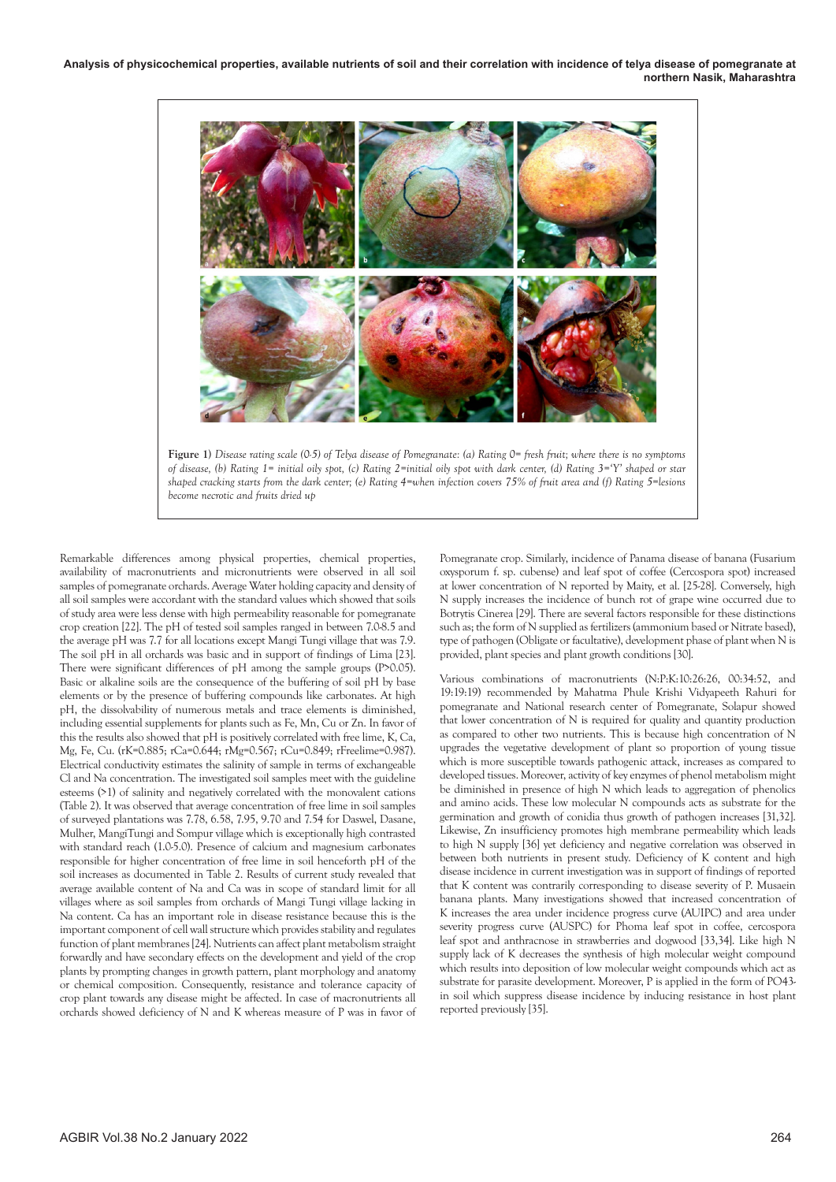Figure 1) *Disease rating scale (0-5) of Telya disease of Pomegranate: (a) Rating 0= fresh fruit; where there is no symptoms of disease, (b) Rating 1= initial oily spot, (c) Rating 2=initial oily spot with dark center, (d) Rating 3='Y' shaped or star shaped cracking starts from the dark center; (e) Rating 4=when infection covers 75% of fruit area and (f) Rating 5=lesions become necrotic and fruits dried up*

Remarkable differences among physical properties, chemical properties, availability of macronutrients and micronutrients were observed in all soil samples of pomegranate orchards. Average Water holding capacity and density of all soil samples were accordant with the standard values which showed that soils of study area were less dense with high permeability reasonable for pomegranate crop creation [22]. The pH of tested soil samples ranged in between 7.0-8.5 and the average pH was 7.7 for all locations except Mangi Tungi village that was 7.9. The soil pH in all orchards was basic and in support of findings of Lima [23]. There were significant differences of pH among the sample groups (P>0.05). Basic or alkaline soils are the consequence of the buffering of soil pH by base elements or by the presence of buffering compounds like carbonates. At high pH, the dissolvability of numerous metals and trace elements is diminished, including essential supplements for plants such as Fe, Mn, Cu or Zn. In favor of this the results also showed that pH is positively correlated with free lime, K, Ca, Mg, Fe, Cu. ($r_K$=0.885; $r_{Ca}$=0.644; $r_{Mg}$=0.567; $r_{Cu}$=0.849; $r_{Freelime}$=0.987). Electrical conductivity estimates the salinity of sample in terms of exchangeable Cl and Na concentration. The investigated soil samples meet with the guideline esteems (>1) of salinity and negatively correlated with the monovalent cations (Table 2). It was observed that average concentration of free lime in soil samples of surveyed plantations was 7.78, 6.58, 7.95, 9.70 and 7.54 for Daswel, Dasane, Mulher, MangiTungi and Sompur village which is exceptionally high contrasted with standard reach (1.0-5.0). Presence of calcium and magnesium carbonates responsible for higher concentration of free lime in soil henceforth pH of the soil increases as documented in Table 2. Results of current study revealed that average available content of Na and Ca was in scope of standard limit for all villages where as soil samples from orchards of Mangi Tungi village lacking in Na content. Ca has an important role in disease resistance because this is the important component of cell wall structure which provides stability and regulates function of plant membranes [24]. Nutrients can affect plant metabolism straight forwardly and have secondary effects on the development and yield of the crop plants by prompting changes in growth pattern, plant morphology and anatomy or chemical composition. Consequently, resistance and tolerance capacity of crop plant towards any disease might be affected. In case of macronutrients all orchards showed deficiency of N and K whereas measure of P was in favor of Pomegranate crop. Similarly, incidence of Panama disease of banana (Fusarium oxysporum f. sp. cubense) and leaf spot of coffee (Cercospora spot) increased at lower concentration of N reported by Maity, et al. [25-28]. Conversely, high N supply increases the incidence of bunch rot of grape wine occurred due to Botrytis Cinerea [29]. There are several factors responsible for these distinctions such as; the form of N supplied as fertilizers (ammonium based or Nitrate based), type of pathogen (Obligate or facultative), development phase of plant when N is provided, plant species and plant growth conditions [30].

Various combinations of macronutrients (N:P:K:10:26:26, 00:34:52, and 19:19:19) recommended by Mahatma Phule Krishi Vidyapeeth Rahuri for pomegranate and National research center of Pomegranate, Solapur showed that lower concentration of N is required for quality and quantity production as compared to other two nutrients. This is because high concentration of N upgrades the vegetative development of plant so proportion of young tissue which is more susceptible towards pathogenic attack, increases as compared to developed tissues. Moreover, activity of key enzymes of phenol metabolism might be diminished in presence of high N which leads to aggregation of phenolics and amino acids. These low molecular N compounds acts as substrate for the germination and growth of conidia thus growth of pathogen increases [31,32]. Likewise, Zn insufficiency promotes high membrane permeability which leads to high N supply [36] yet deficiency and negative correlation was observed in between both nutrients in present study. Deficiency of K content and high disease incidence in current investigation was in support of findings of reported that K content was contrarily corresponding to disease severity of P. Musaein banana plants. Many investigations showed that increased concentration of K increases the area under incidence progress curve (AUIPC) and area under severity progress curve (AUSPC) for Phoma leaf spot in coffee, cercospora leaf spot and anthracnose in strawberries and dogwood [33,34]. Like high N supply lack of K decreases the synthesis of high molecular weight compound which results into deposition of low molecular weight compounds which act as substrate for parasite development. Moreover, P is applied in the form of $PO_4^{3-}$ in soil which suppress disease incidence by inducing resistance in host plant reported previously [35].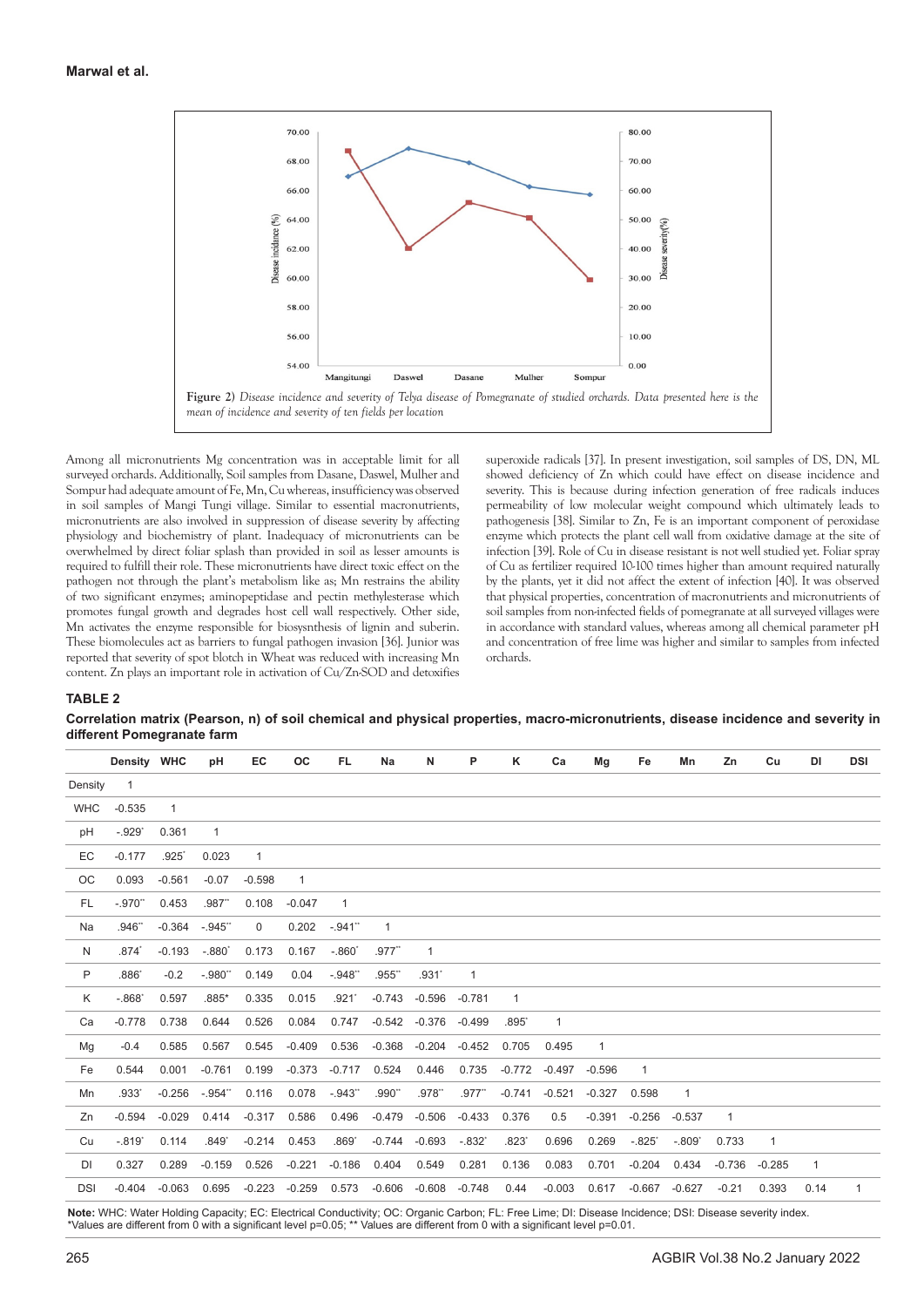Figure 2) *Disease incidence and severity of Telya disease of Pomegranate of studied orchards. Data presented here is the mean of incidence and severity of ten fields per location*

Among all micronutrients Mg concentration was in acceptable limit for all surveyed orchards. Additionally, Soil samples from Dasane, Daswel, Mulher and Sompur had adequate amount of Fe, Mn, Cu whereas, insufficiency was observed in soil samples of Mangi Tungi village. Similar to essential macronutrients, micronutrients are also involved in suppression of disease severity by affecting physiology and biochemistry of plant. Inadequacy of micronutrients can be overwhelmed by direct foliar splash than provided in soil as lesser amounts is required to fulfill their role. These micronutrients have direct toxic effect on the pathogen not through the plant's metabolism like as; Mn restrains the ability of two significant enzymes; aminopeptidase and pectin methylesterase which promotes fungal growth and degrades host cell wall respectively. Other side, Mn activates the enzyme responsible for biosynthesis of lignin and suberin. These biomolecules act as barriers to fungal pathogen invasion [36]. Junior was reported that severity of spot blotch in Wheat was reduced with increasing Mn content. Zn plays an important role in activation of Cu/Zn-SOD and detoxifies superoxide radicals [37]. In present investigation, soil samples of DS, DN, ML showed deficiency of Zn which could have effect on disease incidence and severity. This is because during infection generation of free radicals induces permeability of low molecular weight compound which ultimately leads to pathogenesis [38]. Similar to Zn, Fe is an important component of peroxidase enzyme which protects the plant cell wall from oxidative damage at the site of infection [39]. Role of Cu in disease resistant is not well studied yet. Foliar spray of Cu as fertilizer required 10-100 times higher than amount required naturally by the plants, yet it did not affect the extent of infection [40]. It was observed that physical properties, concentration of macronutrients and micronutrients of soil samples from non-infected fields of pomegranate at all surveyed villages were in accordance with standard values, whereas among all chemical parameter pH and concentration of free lime was higher and similar to samples from infected orchards.

**TABLE 2**

**Correlation matrix (Pearson, n) of soil chemical and physical properties, macro-micronutrients, disease incidence and severity in different Pomegranate farm**

| | Density | WHC | pH | EC | OC | FL | Na | N | P | K | Ca | Mg | Fe | Mn | Zn | Cu | DI | DSI |
|---|---|---|---|---|---|---|---|---|---|---|---|---|---|---|---|---|---|---|
| Density | 1 | | | | | | | | | | | | | | | | | |
| WHC | -0.535 | 1 | | | | | | | | | | | | | | | | |
| pH | -.929* | 0.361 | 1 | | | | | | | | | | | | | | | |
| EC | -0.177 | .925* | 0.023 | 1 | | | | | | | | | | | | | | |
| OC | 0.093 | -0.561 | -0.07 | -0.598 | 1 | | | | | | | | | | | | | |
| FL | -.970** | 0.453 | .987** | 0.108 | -0.047 | 1 | | | | | | | | | | | | |
| Na | .946** | -0.364 | -.945** | 0 | 0.202 | -.941** | 1 | | | | | | | | | | | |
| N | .874* | -0.193 | -.880* | 0.173 | 0.167 | -.860* | .977** | 1 | | | | | | | | | | |
| P | .886* | -0.2 | -.980** | 0.149 | 0.04 | -.948** | .955** | .931* | 1 | | | | | | | | | |
| K | -.868* | 0.597 | .885* | 0.335 | 0.015 | .921* | -0.743 | -0.596 | -0.781 | 1 | | | | | | | | |
| Ca | -0.778 | 0.738 | 0.644 | 0.526 | 0.084 | 0.747 | -0.542 | -0.376 | -0.499 | .895* | 1 | | | | | | | |
| Mg | -0.4 | 0.585 | 0.567 | 0.545 | -0.409 | 0.536 | -0.368 | -0.204 | -0.452 | 0.705 | 0.495 | 1 | | | | | | |
| Fe | 0.544 | 0.001 | -0.761 | 0.199 | -0.373 | -0.717 | 0.524 | 0.446 | 0.735 | -0.772 | -0.497 | -0.596 | 1 | | | | | |
| Mn | .933* | -0.256 | -.954** | 0.116 | 0.078 | -.943** | .990** | .978** | .977** | -0.741 | -0.521 | -0.327 | 0.598 | 1 | | | | |
| Zn | -0.594 | -0.029 | 0.414 | -0.317 | 0.586 | 0.496 | -0.479 | -0.506 | -0.433 | 0.376 | 0.5 | -0.391 | -0.256 | -0.537 | 1 | | | |
| Cu | -.819* | 0.114 | .849* | -0.214 | 0.453 | .869* | -0.744 | -0.693 | -.832* | .823* | 0.696 | 0.269 | -.825* | -.809* | 0.733 | 1 | | |
| DI | 0.327 | 0.289 | -0.159 | 0.526 | -0.221 | -0.186 | 0.404 | 0.549 | 0.281 | 0.136 | 0.083 | 0.701 | -0.204 | 0.434 | -0.736 | -0.285 | 1 | |
| DSI | -0.404 | -0.063 | 0.695 | -0.223 | -0.259 | 0.573 | -0.606 | -0.608 | -0.748 | 0.44 | -0.003 | 0.617 | -0.667 | -0.627 | -0.21 | 0.393 | 0.14 | 1 |

**Note:** WHC: Water Holding Capacity; EC: Electrical Conductivity; OC: Organic Carbon; FL: Free Lime; DI: Disease Incidence; DSI: Disease severity index.
*Values are different from 0 with a significant level p=0.05; ** Values are different from 0 with a significant level p=0.01.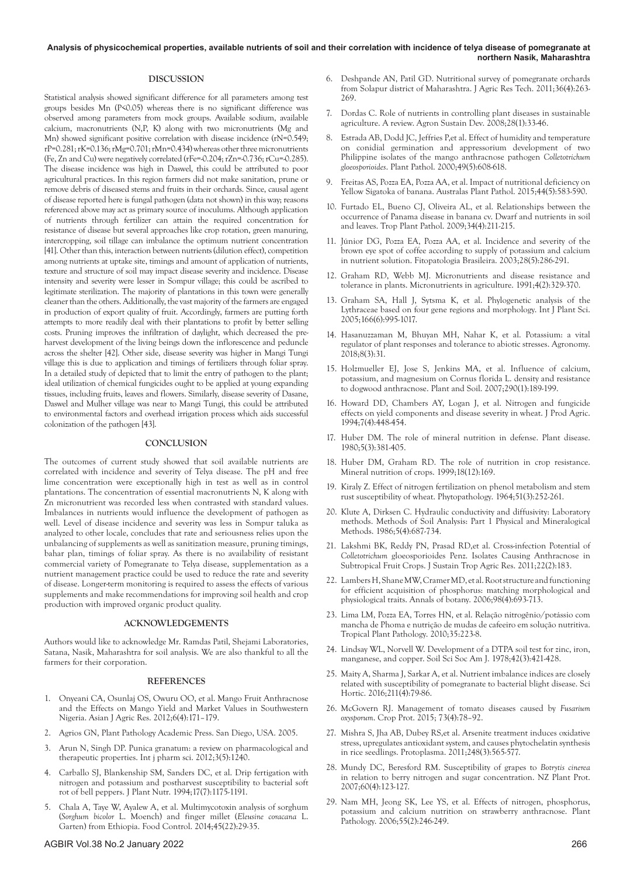## DISCUSSION

Statistical analysis showed significant difference for all parameters among test groups besides Mn ($P<0.05$) whereas there is no significant difference was observed among parameters from mock groups. Available sodium, available calcium, macronutrients (N,P, K) along with two micronutrients (Mg and Mn) showed significant positive correlation with disease incidence (rN=0.549; rP=0.281; rK=0.136; rMg=0.701; rMn=0.434) whereas other three micronutrients (Fe, Zn and Cu) were negatively correlated (rFe=-0.204; rZn=-0.736; rCu=-0.285). The disease incidence was high in Daswel, this could be attributed to poor agricultural practices. In this region farmers did not make sanitation, prune or remove debris of diseased stems and fruits in their orchards. Since, causal agent of disease reported here is fungal pathogen (data not shown) in this way; reasons referenced above may act as primary source of inoculums. Although application of nutrients through fertilizer can attain the required concentration for resistance of disease but several approaches like crop rotation, green manuring, intercropping, soil tillage can imbalance the optimum nutrient concentration [41]. Other than this, interaction between nutrients (dilution effect), competition among nutrients at uptake site, timings and amount of application of nutrients, texture and structure of soil may impact disease severity and incidence. Disease intensity and severity were lesser in Sompur village; this could be ascribed to legitimate sterilization. The majority of plantations in this town were generally cleaner than the others. Additionally, the vast majority of the farmers are engaged in production of export quality of fruit. Accordingly, farmers are putting forth attempts to more readily deal with their plantations to profit by better selling costs. Pruning improves the infiltration of daylight, which decreased the pre-harvest development of the living beings down the inflorescence and peduncle across the shelter [42]. Other side, disease severity was higher in Mangi Tungi village this is due to application and timings of fertilizers through foliar spray. In a detailed study of depicted that to limit the entry of pathogen to the plant; ideal utilization of chemical fungicides ought to be applied at young expanding tissues, including fruits, leaves and flowers. Similarly, disease severity of Dasane, Daswel and Mulher village was near to Mangi Tungi, this could be attributed to environmental factors and overhead irrigation process which aids successful colonization of the pathogen [43].

## CONCLUSION

The outcomes of current study showed that soil available nutrients are correlated with incidence and severity of Telya disease. The pH and free lime concentration were exceptionally high in test as well as in control plantations. The concentration of essential macronutrients N, K along with Zn micronutrient was recorded less when contrasted with standard values. Imbalances in nutrients would influence the development of pathogen as well. Level of disease incidence and severity was less in Sompur taluka as analyzed to other locale, concludes that rate and seriousness relies upon the unbalancing of supplements as well as sanitization measure, pruning timings, bahar plan, timings of foliar spray. As there is no availability of resistant commercial variety of Pomegranate to Telya disease, supplementation as a nutrient management practice could be used to reduce the rate and severity of disease. Longer-term monitoring is required to assess the effects of various supplements and make recommendations for improving soil health and crop production with improved organic product quality.

## ACKNOWLEDGEMENTS

Authors would like to acknowledge Mr. Ramdas Patil, Shejami Laboratories, Satana, Nasik, Maharashtra for soil analysis. We are also thankful to all the farmers for their corporation.

## REFERENCES

1. Onyeani CA, Osunlaj OS, Owuru OO, et al. Mango Fruit Anthracnose and the Effects on Mango Yield and Market Values in Southwestern Nigeria. Asian J Agric Res. 2012;6(4):171–179.
2. Agrios GN, Plant Pathology Academic Press. San Diego, USA. 2005.
3. Arun N, Singh DP. Punica granatum: a review on pharmacological and therapeutic properties. Int j pharm sci. 2012;3(5):1240.
4. Carballo SJ, Blankenship SM, Sanders DC, et al. Drip fertigation with nitrogen and potassium and postharvest susceptibility to bacterial soft rot of bell peppers. J Plant Nutr. 1994;17(7):1175-1191.
5. Chala A, Taye W, Ayalew A, et al. Multimycotoxin analysis of sorghum (*Sorghum bicolor* L. Moench) and finger millet (*Eleusine coracana* L. Garten) from Ethiopia. Food Control. 2014;45(22):29-35.
6. Deshpande AN, Patil GD. Nutritional survey of pomegranate orchards from Solapur district of Maharashtra. J Agric Res Tech. 2011;36(4):263-269.
7. Dordas C. Role of nutrients in controlling plant diseases in sustainable agriculture. A review. Agron Sustain Dev. 2008;28(1):33-46.
8. Estrada AB, Dodd JC, Jeffries P,et al. Effect of humidity and temperature on conidial germination and appressorium development of two Philippine isolates of the mango anthracnose pathogen *Colletotrichum gloeosporioides*. Plant Pathol. 2000;49(5):608-618.
9. Freitas AS, Pozza EA, Pozza AA, et al. Impact of nutritional deficiency on Yellow Sigatoka of banana. Australas Plant Pathol. 2015;44(5):583-590.
10. Furtado EL, Bueno CJ, Oliveira AL, et al. Relationships between the occurrence of Panama disease in banana cv. Dwarf and nutrients in soil and leaves. Trop Plant Pathol. 2009;34(4):211-215.
11. Júnior DG, Pozza EA, Pozza AA, et al. Incidence and severity of the brown eye spot of coffee according to supply of potassium and calcium in nutrient solution. Fitopatologia Brasileira. 2003;28(5):286-291.
12. Graham RD, Webb MJ. Micronutrients and disease resistance and tolerance in plants. Micronutrients in agriculture. 1991;4(2):329-370.
13. Graham SA, Hall J, Sytsma K, et al. Phylogenetic analysis of the Lythraceae based on four gene regions and morphology. Int J Plant Sci. 2005;166(6):995-1017.
14. Hasanuzzaman M, Bhuyan MH, Nahar K, et al. Potassium: a vital regulator of plant responses and tolerance to abiotic stresses. Agronomy. 2018;8(3):31.
15. Holzmueller EJ, Jose S, Jenkins MA, et al. Influence of calcium, potassium, and magnesium on Cornus florida L. density and resistance to dogwood anthracnose. Plant and Soil. 2007;290(1):189-199.
16. Howard DD, Chambers AY, Logan J, et al. Nitrogen and fungicide effects on yield components and disease severity in wheat. J Prod Agric. 1994;7(4):448-454.
17. Huber DM. The role of mineral nutrition in defense. Plant disease. 1980;5(3):381-405.
18. Huber DM, Graham RD. The role of nutrition in crop resistance. Mineral nutrition of crops. 1999;18(12):169.
19. Kiraly Z. Effect of nitrogen fertilization on phenol metabolism and stem rust susceptibility of wheat. Phytopathology. 1964;51(3):252-261.
20. Klute A, Dirksen C. Hydraulic conductivity and diffusivity: Laboratory methods. Methods of Soil Analysis: Part 1 Physical and Mineralogical Methods. 1986;5(4):687-734.
21. Lakshmi BK, Reddy PN, Prasad RD,et al. Cross-infection Potential of *Colletotrichum* gloeosporioides Penz. Isolates Causing Anthracnose in Subtropical Fruit Crops. J Sustain Trop Agric Res. 2011;22(2):183.
22. Lambers H, Shane MW, Cramer MD, et al. Root structure and functioning for efficient acquisition of phosphorus: matching morphological and physiological traits. Annals of botany. 2006;98(4):693-713.
23. Lima LM, Pozza EA, Torres HN, et al. Relação nitrogênio/potássio com mancha de Phoma e nutrição de mudas de cafeeiro em solução nutritiva. Tropical Plant Pathology. 2010;35:223-8.
24. Lindsay WL, Norvell W. Development of a DTPA soil test for zinc, iron, manganese, and copper. Soil Sci Soc Am J. 1978;42(3):421-428.
25. Maity A, Sharma J, Sarkar A, et al. Nutrient imbalance indices are closely related with susceptibility of pomegranate to bacterial blight disease. Sci Hortic. 2016;211(4):79-86.
26. McGovern RJ. Management of tomato diseases caused by *Fusarium oxysporum*. Crop Prot. 2015; 73(4):78–92.
27. Mishra S, Jha AB, Dubey RS,et al. Arsenite treatment induces oxidative stress, upregulates antioxidant system, and causes phytochelatin synthesis in rice seedlings. Protoplasma. 2011;248(3):565-577.
28. Mundy DC, Beresford RM. Susceptibility of grapes to *Botrytis cinerea* in relation to berry nitrogen and sugar concentration. NZ Plant Prot. 2007;60(4):123-127.
29. Nam MH, Jeong SK, Lee YS, et al. Effects of nitrogen, phosphorus, potassium and calcium nutrition on strawberry anthracnose. Plant Pathology. 2006;55(2):246-249.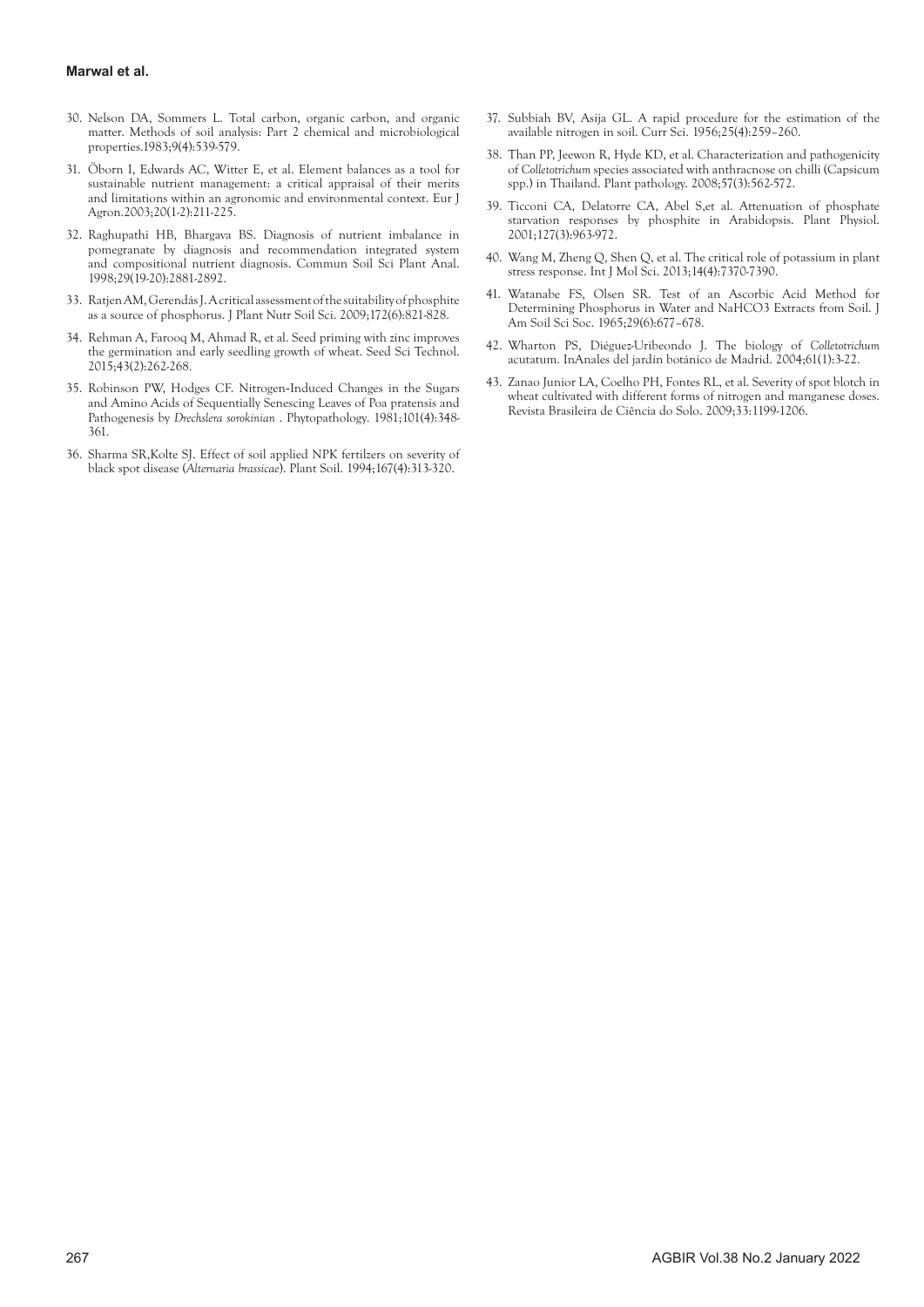30. Nelson DA, Sommers L. Total carbon, organic carbon, and organic matter. Methods of soil analysis: Part 2 chemical and microbiological properties.1983;9(4):539-579.

31. Öborn I, Edwards AC, Witter E, et al. Element balances as a tool for sustainable nutrient management: a critical appraisal of their merits and limitations within an agronomic and environmental context. Eur J Agron.2003;20(1-2):211-225.

32. Raghupathi HB, Bhargava BS. Diagnosis of nutrient imbalance in pomegranate by diagnosis and recommendation integrated system and compositional nutrient diagnosis. Commun Soil Sci Plant Anal. 1998;29(19-20):2881-2892.

33. Ratjen AM, Gerendás J. A critical assessment of the suitability of phosphite as a source of phosphorus. J Plant Nutr Soil Sci. 2009;172(6):821-828.

34. Rehman A, Farooq M, Ahmad R, et al. Seed priming with zinc improves the germination and early seedling growth of wheat. Seed Sci Technol. 2015;43(2):262-268.

35. Robinson PW, Hodges CF. Nitrogen-Induced Changes in the Sugars and Amino Acids of Sequentially Senescing Leaves of Poa pratensis and Pathogenesis by *Drechslera sorokinian* . Phytopathology. 1981;101(4):348-361.

36. Sharma SR,Kolte SJ. Effect of soil applied NPK fertilzers on severity of black spot disease (*Alternaria brassicae*). Plant Soil. 1994;167(4):313-320.

37. Subbiah BV, Asija GL. A rapid procedure for the estimation of the available nitrogen in soil. Curr Sci. 1956;25(4):259–260.

38. Than PP, Jeewon R, Hyde KD, et al. Characterization and pathogenicity of *Colletotrichum* species associated with anthracnose on chilli (Capsicum spp.) in Thailand. Plant pathology. 2008;57(3):562-572.

39. Ticconi CA, Delatorre CA, Abel S,et al. Attenuation of phosphate starvation responses by phosphite in Arabidopsis. Plant Physiol. 2001;127(3):963-972.

40. Wang M, Zheng Q, Shen Q, et al. The critical role of potassium in plant stress response. Int J Mol Sci. 2013;14(4):7370-7390.

41. Watanabe FS, Olsen SR. Test of an Ascorbic Acid Method for Determining Phosphorus in Water and NaHCO3 Extracts from Soil. J Am Soil Sci Soc. 1965;29(6):677–678.

42. Wharton PS, Diéguez-Uribeondo J. The biology of *Colletotrichum* acutatum. InAnales del jardín botánico de Madrid. 2004;61(1):3-22.

43. Zanao Junior LA, Coelho PH, Fontes RL, et al. Severity of spot blotch in wheat cultivated with different forms of nitrogen and manganese doses. Revista Brasileira de Ciência do Solo. 2009;33:1199-1206.